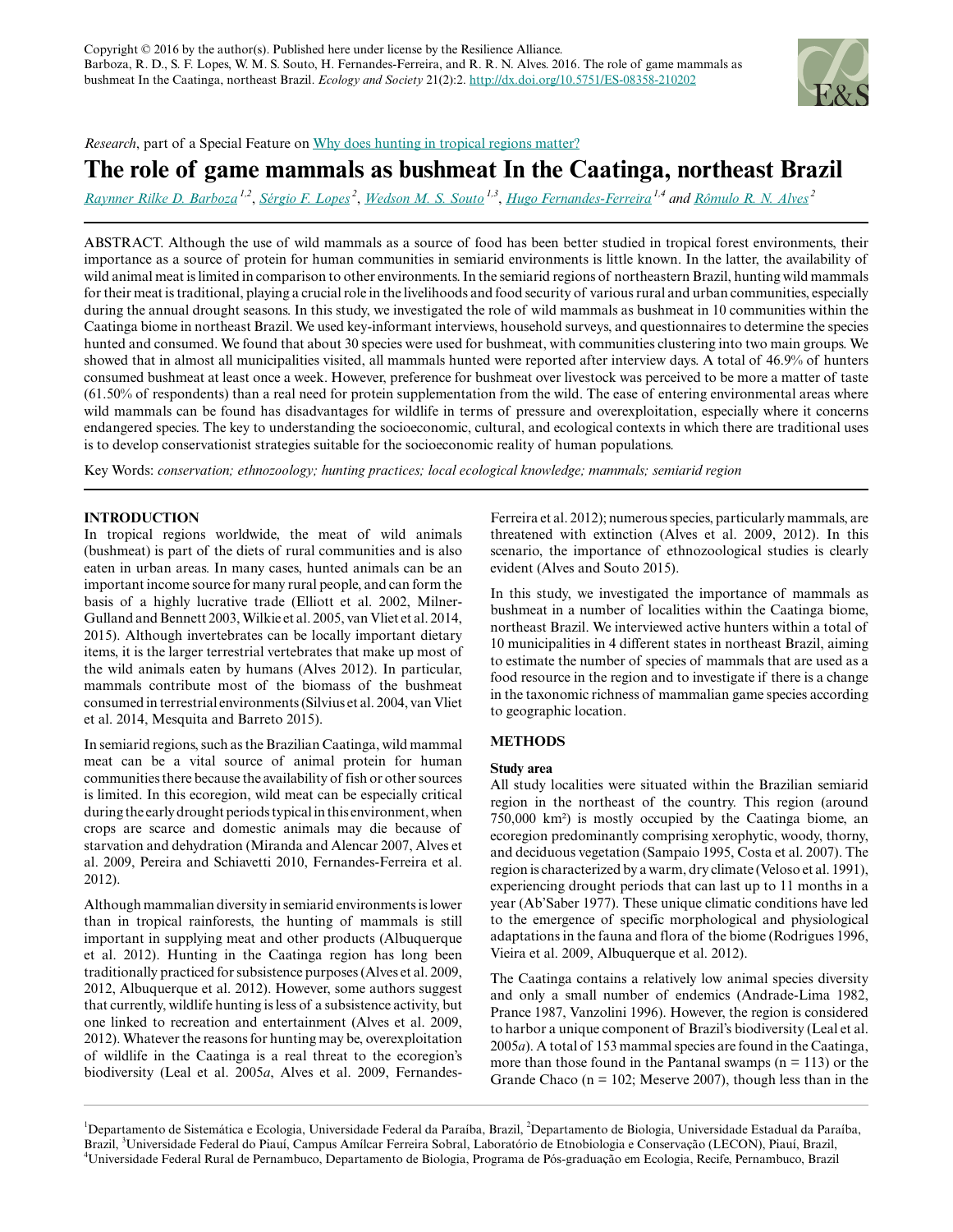Copyright © 2016 by the author(s). Published here under license by the Resilience Alliance.
Barboza, R. D., S. F. Lopes, W. M. S. Souto, H. Fernandes-Ferreira, and R. R. N. Alves. 2016. The role of game mammals as bushmeat In the Caatinga, northeast Brazil. *Ecology and Society* 21(2):2. http://dx.doi.org/10.5751/ES-08358-210202

*Research*, part of a Special Feature on Why does hunting in tropical regions matter?

# The role of game mammals as bushmeat In the Caatinga, northeast Brazil

Raynner Rilke D. Barboza [1,2], Sérgio F. Lopes [2], Wedson M. S. Souto [1,3], Hugo Fernandes-Ferreira [1,4] and Rômulo R. N. Alves [2]

ABSTRACT. Although the use of wild mammals as a source of food has been better studied in tropical forest environments, their importance as a source of protein for human communities in semiarid environments is little known. In the latter, the availability of wild animal meat is limited in comparison to other environments. In the semiarid regions of northeastern Brazil, hunting wild mammals for their meat is traditional, playing a crucial role in the livelihoods and food security of various rural and urban communities, especially during the annual drought seasons. In this study, we investigated the role of wild mammals as bushmeat in 10 communities within the Caatinga biome in northeast Brazil. We used key-informant interviews, household surveys, and questionnaires to determine the species hunted and consumed. We found that about 30 species were used for bushmeat, with communities clustering into two main groups. We showed that in almost all municipalities visited, all mammals hunted were reported after interview days. A total of 46.9% of hunters consumed bushmeat at least once a week. However, preference for bushmeat over livestock was perceived to be more a matter of taste (61.50% of respondents) than a real need for protein supplementation from the wild. The ease of entering environmental areas where wild mammals can be found has disadvantages for wildlife in terms of pressure and overexploitation, especially where it concerns endangered species. The key to understanding the socioeconomic, cultural, and ecological contexts in which there are traditional uses is to develop conservationist strategies suitable for the socioeconomic reality of human populations.

Key Words: *conservation; ethnozoology; hunting practices; local ecological knowledge; mammals; semiarid region*

## INTRODUCTION

In tropical regions worldwide, the meat of wild animals (bushmeat) is part of the diets of rural communities and is also eaten in urban areas. In many cases, hunted animals can be an important income source for many rural people, and can form the basis of a highly lucrative trade (Elliott et al. 2002, Milner-Gulland and Bennett 2003, Wilkie et al. 2005, van Vliet et al. 2014, 2015). Although invertebrates can be locally important dietary items, it is the larger terrestrial vertebrates that make up most of the wild animals eaten by humans (Alves 2012). In particular, mammals contribute most of the biomass of the bushmeat consumed in terrestrial environments (Silvius et al. 2004, van Vliet et al. 2014, Mesquita and Barreto 2015).

In semiarid regions, such as the Brazilian Caatinga, wild mammal meat can be a vital source of animal protein for human communities there because the availability of fish or other sources is limited. In this ecoregion, wild meat can be especially critical during the early drought periods typical in this environment, when crops are scarce and domestic animals may die because of starvation and dehydration (Miranda and Alencar 2007, Alves et al. 2009, Pereira and Schiavetti 2010, Fernandes-Ferreira et al. 2012).

Although mammalian diversity in semiarid environments is lower than in tropical rainforests, the hunting of mammals is still important in supplying meat and other products (Albuquerque et al. 2012). Hunting in the Caatinga region has long been traditionally practiced for subsistence purposes (Alves et al. 2009, 2012, Albuquerque et al. 2012). However, some authors suggest that currently, wildlife hunting is less of a subsistence activity, but one linked to recreation and entertainment (Alves et al. 2009, 2012). Whatever the reasons for hunting may be, overexploitation of wildlife in the Caatinga is a real threat to the ecoregion's biodiversity (Leal et al. 2005*a*, Alves et al. 2009, Fernandes-Ferreira et al. 2012); numerous species, particularly mammals, are threatened with extinction (Alves et al. 2009, 2012). In this scenario, the importance of ethnozoological studies is clearly evident (Alves and Souto 2015).

In this study, we investigated the importance of mammals as bushmeat in a number of localities within the Caatinga biome, northeast Brazil. We interviewed active hunters within a total of 10 municipalities in 4 different states in northeast Brazil, aiming to estimate the number of species of mammals that are used as a food resource in the region and to investigate if there is a change in the taxonomic richness of mammalian game species according to geographic location.

## METHODS

### Study area

All study localities were situated within the Brazilian semiarid region in the northeast of the country. This region (around 750,000 km²) is mostly occupied by the Caatinga biome, an ecoregion predominantly comprising xerophytic, woody, thorny, and deciduous vegetation (Sampaio 1995, Costa et al. 2007). The region is characterized by a warm, dry climate (Veloso et al. 1991), experiencing drought periods that can last up to 11 months in a year (Ab'Saber 1977). These unique climatic conditions have led to the emergence of specific morphological and physiological adaptations in the fauna and flora of the biome (Rodrigues 1996, Vieira et al. 2009, Albuquerque et al. 2012).

The Caatinga contains a relatively low animal species diversity and only a small number of endemics (Andrade-Lima 1982, Prance 1987, Vanzolini 1996). However, the region is considered to harbor a unique component of Brazil's biodiversity (Leal et al. 2005*a*). A total of 153 mammal species are found in the Caatinga, more than those found in the Pantanal swamps (n = 113) or the Grande Chaco (n = 102; Meserve 2007), though less than in the

[1] Departamento de Sistemática e Ecologia, Universidade Federal da Paraíba, Brazil, [2] Departamento de Biologia, Universidade Estadual da Paraíba, Brazil, [3] Universidade Federal do Piauí, Campus Amílcar Ferreira Sobral, Laboratório de Etnobiologia e Conservação (LECON), Piauí, Brazil, [4] Universidade Federal Rural de Pernambuco, Departamento de Biologia, Programa de Pós-graduação em Ecologia, Recife, Pernambuco, Brazil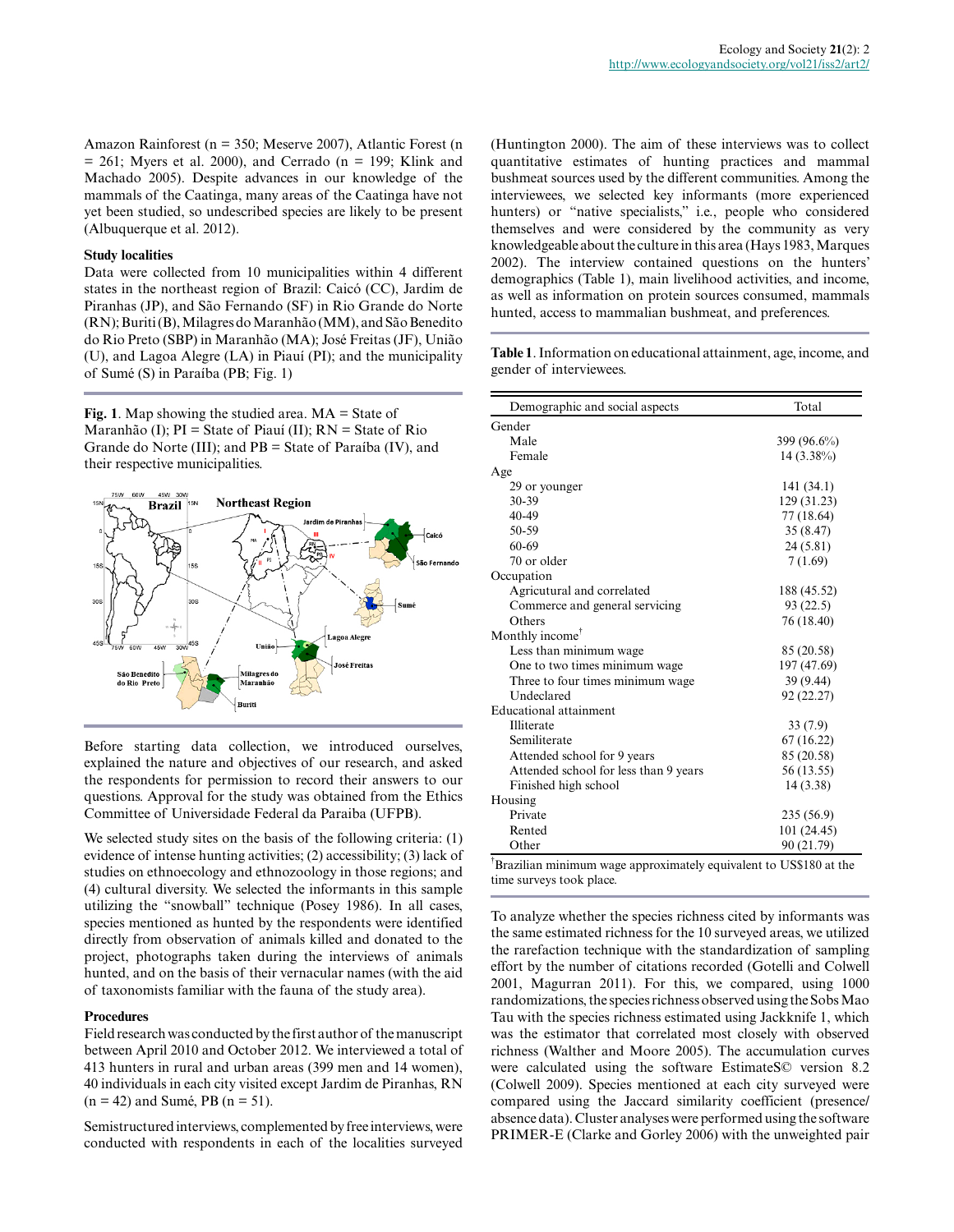Amazon Rainforest (n = 350; Meserve 2007), Atlantic Forest (n = 261; Myers et al. 2000), and Cerrado (n = 199; Klink and Machado 2005). Despite advances in our knowledge of the mammals of the Caatinga, many areas of the Caatinga have not yet been studied, so undescribed species are likely to be present (Albuquerque et al. 2012).

### Study localities

Data were collected from 10 municipalities within 4 different states in the northeast region of Brazil: Caicó (CC), Jardim de Piranhas (JP), and São Fernando (SF) in Rio Grande do Norte (RN); Buriti (B), Milagres do Maranhão (MM), and São Benedito do Rio Preto (SBP) in Maranhão (MA); José Freitas (JF), União (U), and Lagoa Alegre (LA) in Piauí (PI); and the municipality of Sumé (S) in Paraíba (PB; Fig. 1)

**Fig. 1**. Map showing the studied area. MA = State of Maranhão (I); PI = State of Piauí (II); RN = State of Rio Grande do Norte (III); and PB = State of Paraíba (IV), and their respective municipalities.

Before starting data collection, we introduced ourselves, explained the nature and objectives of our research, and asked the respondents for permission to record their answers to our questions. Approval for the study was obtained from the Ethics Committee of Universidade Federal da Paraiba (UFPB).

We selected study sites on the basis of the following criteria: (1) evidence of intense hunting activities; (2) accessibility; (3) lack of studies on ethnoecology and ethnozoology in those regions; and (4) cultural diversity. We selected the informants in this sample utilizing the "snowball" technique (Posey 1986). In all cases, species mentioned as hunted by the respondents were identified directly from observation of animals killed and donated to the project, photographs taken during the interviews of animals hunted, and on the basis of their vernacular names (with the aid of taxonomists familiar with the fauna of the study area).

### Procedures

Field research was conducted by the first author of the manuscript between April 2010 and October 2012. We interviewed a total of 413 hunters in rural and urban areas (399 men and 14 women), 40 individuals in each city visited except Jardim de Piranhas, RN (n = 42) and Sumé, PB (n = 51).

Semistructured interviews, complemented by free interviews, were conducted with respondents in each of the localities surveyed (Huntington 2000). The aim of these interviews was to collect quantitative estimates of hunting practices and mammal bushmeat sources used by the different communities. Among the interviewees, we selected key informants (more experienced hunters) or "native specialists," i.e., people who considered themselves and were considered by the community as very knowledgeable about the culture in this area (Hays 1983, Marques 2002). The interview contained questions on the hunters' demographics (Table 1), main livelihood activities, and income, as well as information on protein sources consumed, mammals hunted, access to mammalian bushmeat, and preferences.

**Table 1**. Information on educational attainment, age, income, and gender of interviewees.

| Demographic and social aspects | Total |
|---|---|
| Gender | |
| Male | 399 (96.6%) |
| Female | 14 (3.38%) |
| Age | |
| 29 or younger | 141 (34.1) |
| 30-39 | 129 (31.23) |
| 40-49 | 77 (18.64) |
| 50-59 | 35 (8.47) |
| 60-69 | 24 (5.81) |
| 70 or older | 7 (1.69) |
| Occupation | |
| Agricultural and correlated | 188 (45.52) |
| Commerce and general servicing | 93 (22.5) |
| Others | 76 (18.40) |
| Monthly income† | |
| Less than minimum wage | 85 (20.58) |
| One to two times minimum wage | 197 (47.69) |
| Three to four times minimum wage | 39 (9.44) |
| Undeclared | 92 (22.27) |
| Educational attainment | |
| Illiterate | 33 (7.9) |
| Semiliterate | 67 (16.22) |
| Attended school for 9 years | 85 (20.58) |
| Attended school for less than 9 years | 56 (13.55) |
| Finished high school | 14 (3.38) |
| Housing | |
| Private | 235 (56.9) |
| Rented | 101 (24.45) |
| Other | 90 (21.79) |

†Brazilian minimum wage approximately equivalent to US$180 at the time surveys took place.

To analyze whether the species richness cited by informants was the same estimated richness for the 10 surveyed areas, we utilized the rarefaction technique with the standardization of sampling effort by the number of citations recorded (Gotelli and Colwell 2001, Magurran 2011). For this, we compared, using 1000 randomizations, the species richness observed using the Sobs Mao Tau with the species richness estimated using Jackknife 1, which was the estimator that correlated most closely with observed richness (Walther and Moore 2005). The accumulation curves were calculated using the software EstimateS© version 8.2 (Colwell 2009). Species mentioned at each city surveyed were compared using the Jaccard similarity coefficient (presence/absence data). Cluster analyses were performed using the software PRIMER-E (Clarke and Gorley 2006) with the unweighted pair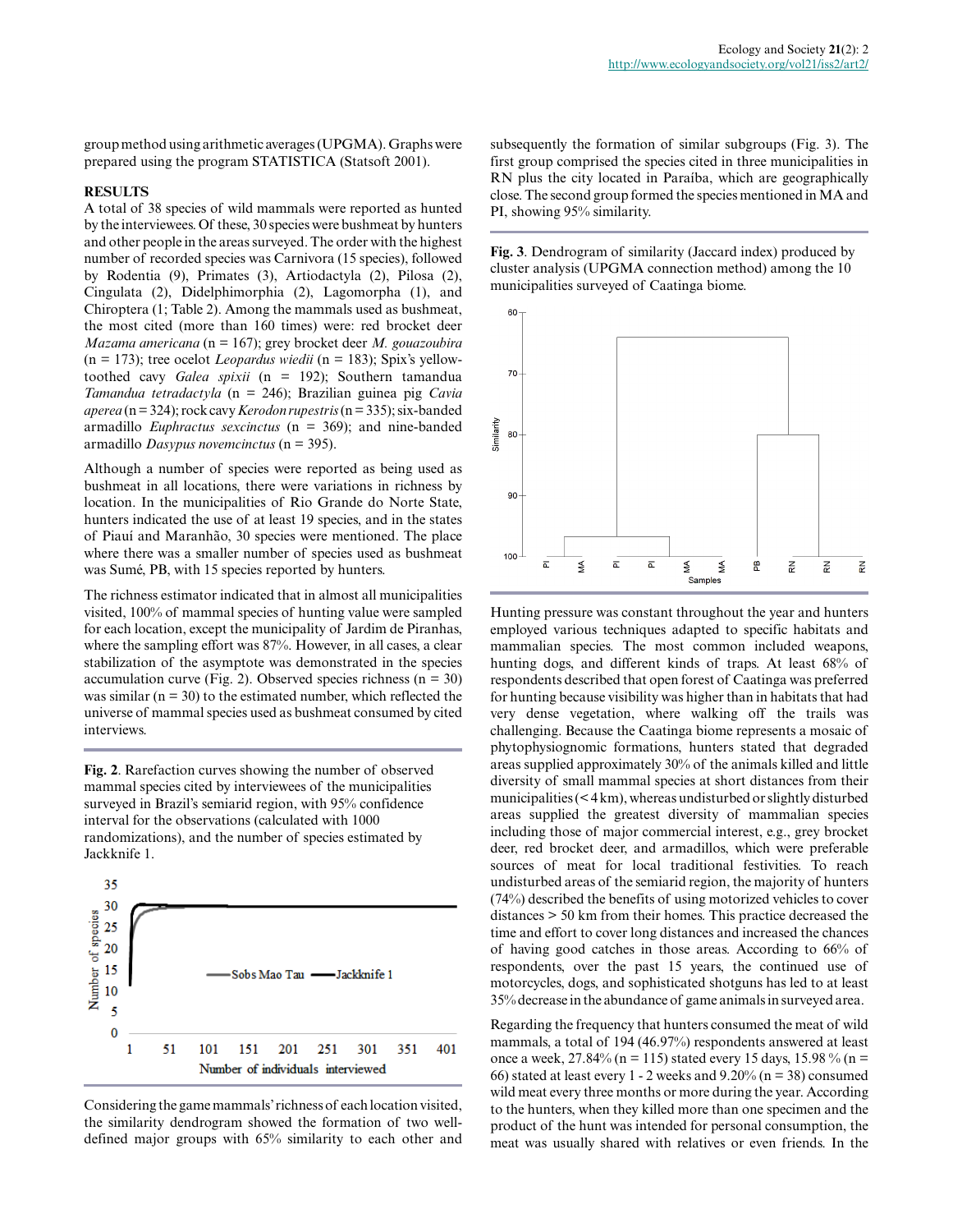group method using arithmetic averages (UPGMA). Graphs were prepared using the program STATISTICA (Statsoft 2001).

## RESULTS

A total of 38 species of wild mammals were reported as hunted by the interviewees. Of these, 30 species were bushmeat by hunters and other people in the areas surveyed. The order with the highest number of recorded species was Carnivora (15 species), followed by Rodentia (9), Primates (3), Artiodactyla (2), Pilosa (2), Cingulata (2), Didelphimorphia (2), Lagomorpha (1), and Chiroptera (1; Table 2). Among the mammals used as bushmeat, the most cited (more than 160 times) were: red brocket deer *Mazama americana* (n = 167); grey brocket deer *M. gouazoubira* (n = 173); tree ocelot *Leopardus wiedii* (n = 183); Spix's yellow-toothed cavy *Galea spixii* (n = 192); Southern tamandua *Tamandua tetradactyla* (n = 246); Brazilian guinea pig *Cavia aperea* (n = 324); rock cavy *Kerodon rupestris* (n = 335); six-banded armadillo *Euphractus sexcinctus* (n = 369); and nine-banded armadillo *Dasypus novemcinctus* (n = 395).

Although a number of species were reported as being used as bushmeat in all locations, there were variations in richness by location. In the municipalities of Rio Grande do Norte State, hunters indicated the use of at least 19 species, and in the states of Piauí and Maranhão, 30 species were mentioned. The place where there was a smaller number of species used as bushmeat was Sumé, PB, with 15 species reported by hunters.

The richness estimator indicated that in almost all municipalities visited, 100% of mammal species of hunting value were sampled for each location, except the municipality of Jardim de Piranhas, where the sampling effort was 87%. However, in all cases, a clear stabilization of the asymptote was demonstrated in the species accumulation curve (Fig. 2). Observed species richness (n = 30) was similar (n = 30) to the estimated number, which reflected the universe of mammal species used as bushmeat consumed by cited interviews.

**Fig. 2**. Rarefaction curves showing the number of observed mammal species cited by interviewees of the municipalities surveyed in Brazil's semiarid region, with 95% confidence interval for the observations (calculated with 1000 randomizations), and the number of species estimated by Jackknife 1.

Considering the game mammals' richness of each location visited, the similarity dendrogram showed the formation of two well-defined major groups with 65% similarity to each other and subsequently the formation of similar subgroups (Fig. 3). The first group comprised the species cited in three municipalities in RN plus the city located in Paraíba, which are geographically close. The second group formed the species mentioned in MA and PI, showing 95% similarity.

**Fig. 3**. Dendrogram of similarity (Jaccard index) produced by cluster analysis (UPGMA connection method) among the 10 municipalities surveyed of Caatinga biome.

Hunting pressure was constant throughout the year and hunters employed various techniques adapted to specific habitats and mammalian species. The most common included weapons, hunting dogs, and different kinds of traps. At least 68% of respondents described that open forest of Caatinga was preferred for hunting because visibility was higher than in habitats that had very dense vegetation, where walking off the trails was challenging. Because the Caatinga biome represents a mosaic of phytophysiognomic formations, hunters stated that degraded areas supplied approximately 30% of the animals killed and little diversity of small mammal species at short distances from their municipalities (< 4 km), whereas undisturbed or slightly disturbed areas supplied the greatest diversity of mammalian species including those of major commercial interest, e.g., grey brocket deer, red brocket deer, and armadillos, which were preferable sources of meat for local traditional festivities. To reach undisturbed areas of the semiarid region, the majority of hunters (74%) described the benefits of using motorized vehicles to cover distances > 50 km from their homes. This practice decreased the time and effort to cover long distances and increased the chances of having good catches in those areas. According to 66% of respondents, over the past 15 years, the continued use of motorcycles, dogs, and sophisticated shotguns has led to at least 35% decrease in the abundance of game animals in surveyed area.

Regarding the frequency that hunters consumed the meat of wild mammals, a total of 194 (46.97%) respondents answered at least once a week, 27.84% (n = 115) stated every 15 days, 15.98 % (n = 66) stated at least every 1 - 2 weeks and 9.20% (n = 38) consumed wild meat every three months or more during the year. According to the hunters, when they killed more than one specimen and the product of the hunt was intended for personal consumption, the meat was usually shared with relatives or even friends. In the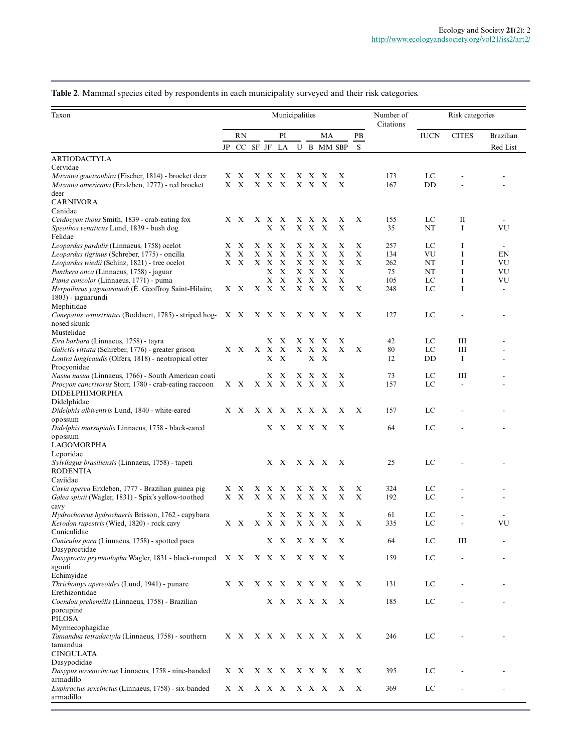**Table 2**. Mammal species cited by respondents in each municipality surveyed and their risk categories.

| Taxon | Municipalities | | | | | | | | | | Number of Citations | Risk categories | | |
|---|---|---|---|---|---|---|---|---|---|---|---|---|---|---|
| | RN | | | PI | | | MA | | | PB | | IUCN | CITES | Brazilian Red List |
| | JP | CC | SF | JF | LA | U | B | MM | SBP | S | | | | |
| ARTIODACTYLA | | | | | | | | | | | | | | |
| Cervidae | | | | | | | | | | | | | | |
| *Mazama gouazoubira* (Fischer, 1814) - brocket deer | X | X | X | X | X | X | X | X | X | | 173 | LC | - | - |
| *Mazama americana* (Erxleben, 1777) - red brocket deer | X | X | X | X | X | X | X | X | X | | 167 | DD | - | - |
| CARNIVORA | | | | | | | | | | | | | | |
| Canidae | | | | | | | | | | | | | | |
| *Cerdocyon thous* Smith, 1839 - crab-eating fox | X | X | X | X | X | X | X | X | X | X | 155 | LC | II | - |
| *Speothos venaticus* Lund, 1839 - bush dog | | | | X | X | X | X | X | X | | 35 | NT | I | VU |
| Felidae | | | | | | | | | | | | | | |
| *Leopardus pardalis* (Linnaeus, 1758) ocelot | X | X | X | X | X | X | X | X | X | X | 257 | LC | I | - |
| *Leopardus tigrinus* (Schreber, 1775) - oncilla | X | X | X | X | X | X | X | X | X | X | 134 | VU | I | EN |
| *Leopardus wiedii* (Schinz, 1821) - tree ocelot | X | X | X | X | X | X | X | X | X | X | 262 | NT | I | VU |
| *Panthera onca* (Linnaeus, 1758) - jaguar | | | | X | X | X | X | X | X | | 75 | NT | I | VU |
| *Puma concolor* (Linnaeus, 1771) - puma | | | | X | X | X | X | X | X | | 105 | LC | I | VU |
| *Herpailurus yagouaroundi* (É. Geoffroy Saint-Hilaire, 1803) - jaguarundi | X | X | X | X | X | X | X | X | X | X | 248 | LC | I | - |
| Mephitidae | | | | | | | | | | | | | | |
| *Conepatus semistriatus* (Boddaert, 1785) - striped hog-nosed skunk | X | X | X | X | X | X | X | X | X | X | 127 | LC | - | - |
| Mustelidae | | | | | | | | | | | | | | |
| *Eira barbara* (Linnaeus, 1758) - tayra | | | | X | X | X | X | X | X | | 42 | LC | III | - |
| *Galictis vittata* (Schreber, 1776) - greater grison | X | X | X | X | X | X | X | X | X | X | 80 | LC | III | - |
| *Lontra longicaudis* (Olfers, 1818) - neotropical otter | | | | X | X | | X | X | | | 12 | DD | I | - |
| Procyonidae | | | | | | | | | | | | | | |
| *Nasua nasua* (Linnaeus, 1766) - South American coati | | | | X | X | X | X | X | X | | 73 | LC | III | - |
| *Procyon cancrivorus* Storr, 1780 - crab-eating raccoon | X | X | X | X | X | X | X | X | X | | 157 | LC | - | - |
| DIDELPHIMORPHA | | | | | | | | | | | | | | |
| Didelphidae | | | | | | | | | | | | | | |
| *Didelphis albiventris* Lund, 1840 - white-eared opossum | X | X | X | X | X | X | X | X | X | X | 157 | LC | - | - |
| *Didelphis marsupialis* Linnaeus, 1758 - black-eared opossum | | | | X | X | X | X | X | X | | 64 | LC | - | - |
| LAGOMORPHA | | | | | | | | | | | | | | |
| Leporidae | | | | | | | | | | | | | | |
| *Sylvilagus brasiliensis* (Linnaeus, 1758) - tapeti | | | | X | X | X | X | X | X | | 25 | LC | - | - |
| RODENTIA | | | | | | | | | | | | | | |
| Caviidae | | | | | | | | | | | | | | |
| *Cavia aperea* Erxleben, 1777 - Brazilian guinea pig | X | X | X | X | X | X | X | X | X | X | 324 | LC | - | - |
| *Galea spixii* (Wagler, 1831) - Spix's yellow-toothed cavy | X | X | X | X | X | X | X | X | X | X | 192 | LC | - | - |
| *Hydrochoerus hydrochaeris* Brisson, 1762 - capybara | | | | X | X | X | X | X | X | | 61 | LC | - | - |
| *Kerodon rupestris* (Wied, 1820) - rock cavy | X | X | X | X | X | X | X | X | X | X | 335 | LC | - | VU |
| Cuniculidae | | | | | | | | | | | | | | |
| *Cuniculus paca* (Linnaeus, 1758) - spotted paca | | | | X | X | X | X | X | X | | 64 | LC | III | - |
| Dasyproctidae | | | | | | | | | | | | | | |
| *Dasyprocta prymnolopha* Wagler, 1831 - black-rumped agouti | X | X | X | X | X | X | X | X | X | | 159 | LC | - | - |
| Echimyidae | | | | | | | | | | | | | | |
| *Thrichomys apereoides* (Lund, 1941) - punare | X | X | X | X | X | X | X | X | X | X | 131 | LC | - | - |
| Erethizontidae | | | | | | | | | | | | | | |
| *Coendou prehensilis* (Linnaeus, 1758) - Brazilian porcupine | | | | X | X | X | X | X | X | | 185 | LC | - | - |
| PILOSA | | | | | | | | | | | | | | |
| Myrmecophagidae | | | | | | | | | | | | | | |
| *Tamandua tetradactyla* (Linnaeus, 1758) - southern tamandua | X | X | X | X | X | X | X | X | X | X | 246 | LC | - | - |
| CINGULATA | | | | | | | | | | | | | | |
| Dasypodidae | | | | | | | | | | | | | | |
| *Dasypus novemcinctus* Linnaeus, 1758 - nine-banded armadillo | X | X | X | X | X | X | X | X | X | X | 395 | LC | - | - |
| *Euphractus sexcinctus* (Linnaeus, 1758) - six-banded armadillo | X | X | X | X | X | X | X | X | X | X | 369 | LC | - | - |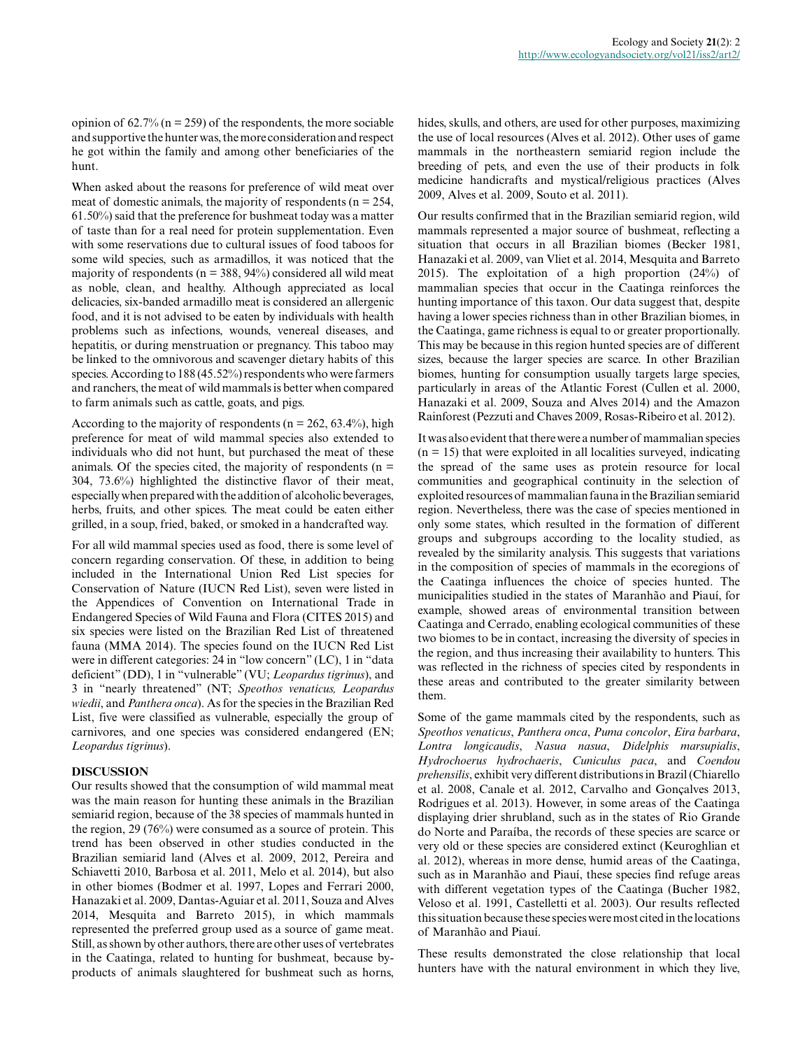opinion of 62.7% (n = 259) of the respondents, the more sociable and supportive the hunter was, the more consideration and respect he got within the family and among other beneficiaries of the hunt.

When asked about the reasons for preference of wild meat over meat of domestic animals, the majority of respondents (n = 254, 61.50%) said that the preference for bushmeat today was a matter of taste than for a real need for protein supplementation. Even with some reservations due to cultural issues of food taboos for some wild species, such as armadillos, it was noticed that the majority of respondents (n = 388, 94%) considered all wild meat as noble, clean, and healthy. Although appreciated as local delicacies, six-banded armadillo meat is considered an allergenic food, and it is not advised to be eaten by individuals with health problems such as infections, wounds, venereal diseases, and hepatitis, or during menstruation or pregnancy. This taboo may be linked to the omnivorous and scavenger dietary habits of this species. According to 188 (45.52%) respondents who were farmers and ranchers, the meat of wild mammals is better when compared to farm animals such as cattle, goats, and pigs.

According to the majority of respondents (n = 262, 63.4%), high preference for meat of wild mammal species also extended to individuals who did not hunt, but purchased the meat of these animals. Of the species cited, the majority of respondents (n = 304, 73.6%) highlighted the distinctive flavor of their meat, especially when prepared with the addition of alcoholic beverages, herbs, fruits, and other spices. The meat could be eaten either grilled, in a soup, fried, baked, or smoked in a handcrafted way.

For all wild mammal species used as food, there is some level of concern regarding conservation. Of these, in addition to being included in the International Union Red List species for Conservation of Nature (IUCN Red List), seven were listed in the Appendices of Convention on International Trade in Endangered Species of Wild Fauna and Flora (CITES 2015) and six species were listed on the Brazilian Red List of threatened fauna (MMA 2014). The species found on the IUCN Red List were in different categories: 24 in "low concern" (LC), 1 in "data deficient" (DD), 1 in "vulnerable" (VU; *Leopardus tigrinus*), and 3 in "nearly threatened" (NT; *Speothos venaticus, Leopardus wiedii*, and *Panthera onca*). As for the species in the Brazilian Red List, five were classified as vulnerable, especially the group of carnivores, and one species was considered endangered (EN; *Leopardus tigrinus*).

## DISCUSSION

Our results showed that the consumption of wild mammal meat was the main reason for hunting these animals in the Brazilian semiarid region, because of the 38 species of mammals hunted in the region, 29 (76%) were consumed as a source of protein. This trend has been observed in other studies conducted in the Brazilian semiarid land (Alves et al. 2009, 2012, Pereira and Schiavetti 2010, Barbosa et al. 2011, Melo et al. 2014), but also in other biomes (Bodmer et al. 1997, Lopes and Ferrari 2000, Hanazaki et al. 2009, Dantas-Aguiar et al. 2011, Souza and Alves 2014, Mesquita and Barreto 2015), in which mammals represented the preferred group used as a source of game meat. Still, as shown by other authors, there are other uses of vertebrates in the Caatinga, related to hunting for bushmeat, because by-products of animals slaughtered for bushmeat such as horns, hides, skulls, and others, are used for other purposes, maximizing the use of local resources (Alves et al. 2012). Other uses of game mammals in the northeastern semiarid region include the breeding of pets, and even the use of their products in folk medicine handicrafts and mystical/religious practices (Alves 2009, Alves et al. 2009, Souto et al. 2011).

Our results confirmed that in the Brazilian semiarid region, wild mammals represented a major source of bushmeat, reflecting a situation that occurs in all Brazilian biomes (Becker 1981, Hanazaki et al. 2009, van Vliet et al. 2014, Mesquita and Barreto 2015). The exploitation of a high proportion (24%) of mammalian species that occur in the Caatinga reinforces the hunting importance of this taxon. Our data suggest that, despite having a lower species richness than in other Brazilian biomes, in the Caatinga, game richness is equal to or greater proportionally. This may be because in this region hunted species are of different sizes, because the larger species are scarce. In other Brazilian biomes, hunting for consumption usually targets large species, particularly in areas of the Atlantic Forest (Cullen et al. 2000, Hanazaki et al. 2009, Souza and Alves 2014) and the Amazon Rainforest (Pezzuti and Chaves 2009, Rosas-Ribeiro et al. 2012).

It was also evident that there were a number of mammalian species (n = 15) that were exploited in all localities surveyed, indicating the spread of the same uses as protein resource for local communities and geographical continuity in the selection of exploited resources of mammalian fauna in the Brazilian semiarid region. Nevertheless, there was the case of species mentioned in only some states, which resulted in the formation of different groups and subgroups according to the locality studied, as revealed by the similarity analysis. This suggests that variations in the composition of species of mammals in the ecoregions of the Caatinga influences the choice of species hunted. The municipalities studied in the states of Maranhão and Piauí, for example, showed areas of environmental transition between Caatinga and Cerrado, enabling ecological communities of these two biomes to be in contact, increasing the diversity of species in the region, and thus increasing their availability to hunters. This was reflected in the richness of species cited by respondents in these areas and contributed to the greater similarity between them.

Some of the game mammals cited by the respondents, such as *Speothos venaticus*, *Panthera onca*, *Puma concolor*, *Eira barbara*, *Lontra longicaudis*, *Nasua nasua*, *Didelphis marsupialis*, *Hydrochoerus hydrochaeris*, *Cuniculus paca*, and *Coendou prehensilis*, exhibit very different distributions in Brazil (Chiarello et al. 2008, Canale et al. 2012, Carvalho and Gonçalves 2013, Rodrigues et al. 2013). However, in some areas of the Caatinga displaying drier shrubland, such as in the states of Rio Grande do Norte and Paraíba, the records of these species are scarce or very old or these species are considered extinct (Keuroghlian et al. 2012), whereas in more dense, humid areas of the Caatinga, such as in Maranhão and Piauí, these species find refuge areas with different vegetation types of the Caatinga (Bucher 1982, Veloso et al. 1991, Castelletti et al. 2003). Our results reflected this situation because these species were most cited in the locations of Maranhão and Piauí.

These results demonstrated the close relationship that local hunters have with the natural environment in which they live,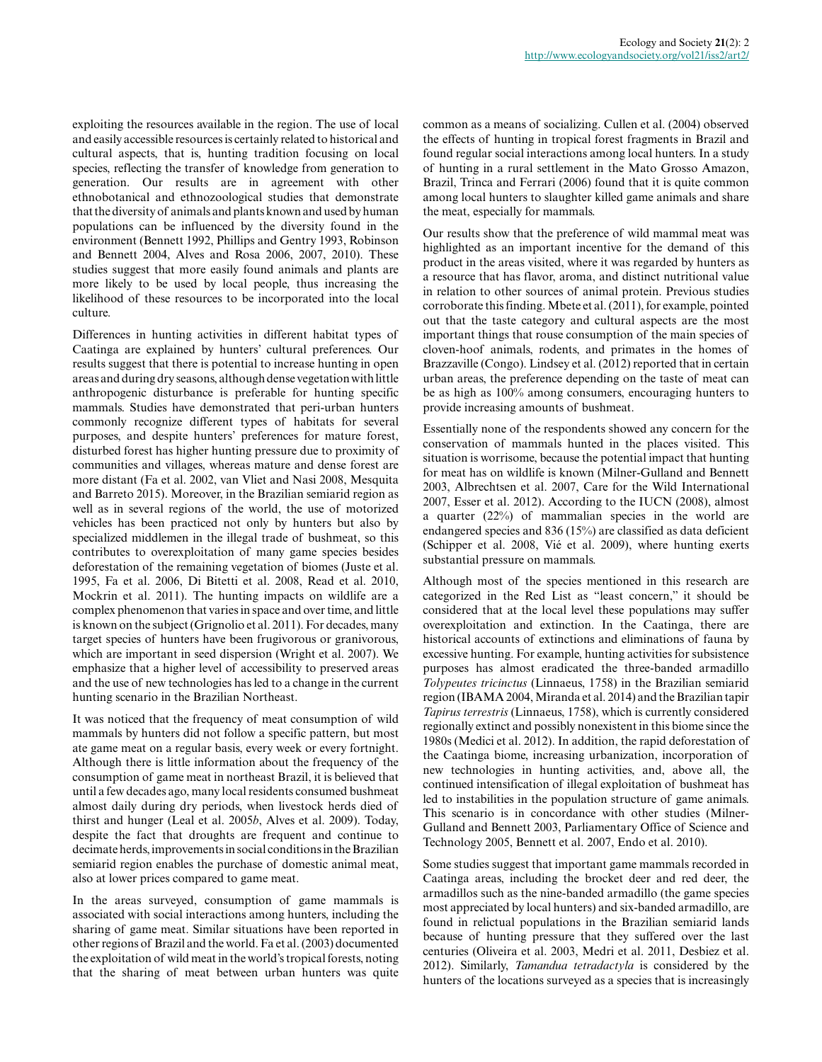exploiting the resources available in the region. The use of local and easily accessible resources is certainly related to historical and cultural aspects, that is, hunting tradition focusing on local species, reflecting the transfer of knowledge from generation to generation. Our results are in agreement with other ethnobotanical and ethnozoological studies that demonstrate that the diversity of animals and plants known and used by human populations can be influenced by the diversity found in the environment (Bennett 1992, Phillips and Gentry 1993, Robinson and Bennett 2004, Alves and Rosa 2006, 2007, 2010). These studies suggest that more easily found animals and plants are more likely to be used by local people, thus increasing the likelihood of these resources to be incorporated into the local culture.

Differences in hunting activities in different habitat types of Caatinga are explained by hunters' cultural preferences. Our results suggest that there is potential to increase hunting in open areas and during dry seasons, although dense vegetation with little anthropogenic disturbance is preferable for hunting specific mammals. Studies have demonstrated that peri-urban hunters commonly recognize different types of habitats for several purposes, and despite hunters' preferences for mature forest, disturbed forest has higher hunting pressure due to proximity of communities and villages, whereas mature and dense forest are more distant (Fa et al. 2002, van Vliet and Nasi 2008, Mesquita and Barreto 2015). Moreover, in the Brazilian semiarid region as well as in several regions of the world, the use of motorized vehicles has been practiced not only by hunters but also by specialized middlemen in the illegal trade of bushmeat, so this contributes to overexploitation of many game species besides deforestation of the remaining vegetation of biomes (Juste et al. 1995, Fa et al. 2006, Di Bitetti et al. 2008, Read et al. 2010, Mockrin et al. 2011). The hunting impacts on wildlife are a complex phenomenon that varies in space and over time, and little is known on the subject (Grignolio et al. 2011). For decades, many target species of hunters have been frugivorous or granivorous, which are important in seed dispersion (Wright et al. 2007). We emphasize that a higher level of accessibility to preserved areas and the use of new technologies has led to a change in the current hunting scenario in the Brazilian Northeast.

It was noticed that the frequency of meat consumption of wild mammals by hunters did not follow a specific pattern, but most ate game meat on a regular basis, every week or every fortnight. Although there is little information about the frequency of the consumption of game meat in northeast Brazil, it is believed that until a few decades ago, many local residents consumed bushmeat almost daily during dry periods, when livestock herds died of thirst and hunger (Leal et al. 2005*b*, Alves et al. 2009). Today, despite the fact that droughts are frequent and continue to decimate herds, improvements in social conditions in the Brazilian semiarid region enables the purchase of domestic animal meat, also at lower prices compared to game meat.

In the areas surveyed, consumption of game mammals is associated with social interactions among hunters, including the sharing of game meat. Similar situations have been reported in other regions of Brazil and the world. Fa et al. (2003) documented the exploitation of wild meat in the world's tropical forests, noting that the sharing of meat between urban hunters was quite common as a means of socializing. Cullen et al. (2004) observed the effects of hunting in tropical forest fragments in Brazil and found regular social interactions among local hunters. In a study of hunting in a rural settlement in the Mato Grosso Amazon, Brazil, Trinca and Ferrari (2006) found that it is quite common among local hunters to slaughter killed game animals and share the meat, especially for mammals.

Our results show that the preference of wild mammal meat was highlighted as an important incentive for the demand of this product in the areas visited, where it was regarded by hunters as a resource that has flavor, aroma, and distinct nutritional value in relation to other sources of animal protein. Previous studies corroborate this finding. Mbete et al. (2011), for example, pointed out that the taste category and cultural aspects are the most important things that rouse consumption of the main species of cloven-hoof animals, rodents, and primates in the homes of Brazzaville (Congo). Lindsey et al. (2012) reported that in certain urban areas, the preference depending on the taste of meat can be as high as 100% among consumers, encouraging hunters to provide increasing amounts of bushmeat.

Essentially none of the respondents showed any concern for the conservation of mammals hunted in the places visited. This situation is worrisome, because the potential impact that hunting for meat has on wildlife is known (Milner-Gulland and Bennett 2003, Albrechtsen et al. 2007, Care for the Wild International 2007, Esser et al. 2012). According to the IUCN (2008), almost a quarter (22%) of mammalian species in the world are endangered species and 836 (15%) are classified as data deficient (Schipper et al. 2008, Vié et al. 2009), where hunting exerts substantial pressure on mammals.

Although most of the species mentioned in this research are categorized in the Red List as "least concern," it should be considered that at the local level these populations may suffer overexploitation and extinction. In the Caatinga, there are historical accounts of extinctions and eliminations of fauna by excessive hunting. For example, hunting activities for subsistence purposes has almost eradicated the three-banded armadillo *Tolypeutes tricinctus* (Linnaeus, 1758) in the Brazilian semiarid region (IBAMA 2004, Miranda et al. 2014) and the Brazilian tapir *Tapirus terrestris* (Linnaeus, 1758), which is currently considered regionally extinct and possibly nonexistent in this biome since the 1980s (Medici et al. 2012). In addition, the rapid deforestation of the Caatinga biome, increasing urbanization, incorporation of new technologies in hunting activities, and, above all, the continued intensification of illegal exploitation of bushmeat has led to instabilities in the population structure of game animals. This scenario is in concordance with other studies (Milner-Gulland and Bennett 2003, Parliamentary Office of Science and Technology 2005, Bennett et al. 2007, Endo et al. 2010).

Some studies suggest that important game mammals recorded in Caatinga areas, including the brocket deer and red deer, the armadillos such as the nine-banded armadillo (the game species most appreciated by local hunters) and six-banded armadillo, are found in relictual populations in the Brazilian semiarid lands because of hunting pressure that they suffered over the last centuries (Oliveira et al. 2003, Medri et al. 2011, Desbiez et al. 2012). Similarly, *Tamandua tetradactyla* is considered by the hunters of the locations surveyed as a species that is increasingly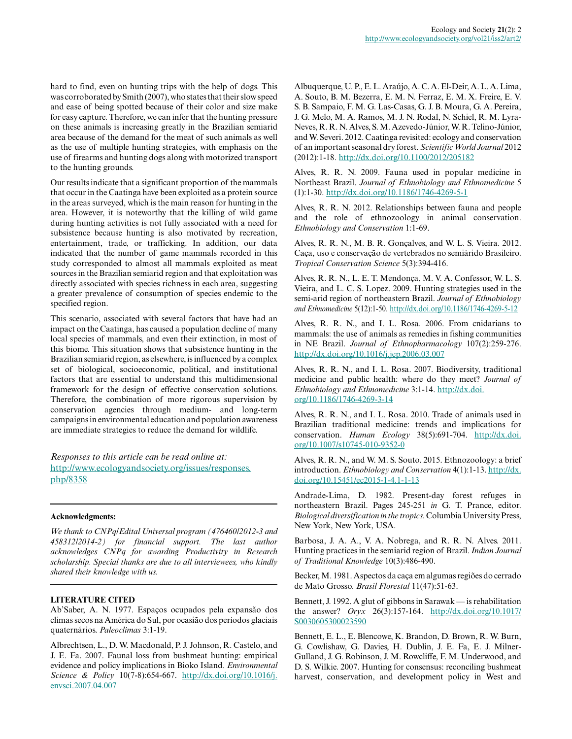hard to find, even on hunting trips with the help of dogs. This was corroborated by Smith (2007), who states that their slow speed and ease of being spotted because of their color and size make for easy capture. Therefore, we can infer that the hunting pressure on these animals is increasing greatly in the Brazilian semiarid area because of the demand for the meat of such animals as well as the use of multiple hunting strategies, with emphasis on the use of firearms and hunting dogs along with motorized transport to the hunting grounds.

Our results indicate that a significant proportion of the mammals that occur in the Caatinga have been exploited as a protein source in the areas surveyed, which is the main reason for hunting in the area. However, it is noteworthy that the killing of wild game during hunting activities is not fully associated with a need for subsistence because hunting is also motivated by recreation, entertainment, trade, or trafficking. In addition, our data indicated that the number of game mammals recorded in this study corresponded to almost all mammals exploited as meat sources in the Brazilian semiarid region and that exploitation was directly associated with species richness in each area, suggesting a greater prevalence of consumption of species endemic to the specified region.

This scenario, associated with several factors that have had an impact on the Caatinga, has caused a population decline of many local species of mammals, and even their extinction, in most of this biome. This situation shows that subsistence hunting in the Brazilian semiarid region, as elsewhere, is influenced by a complex set of biological, socioeconomic, political, and institutional factors that are essential to understand this multidimensional framework for the design of effective conservation solutions. Therefore, the combination of more rigorous supervision by conservation agencies through medium- and long-term campaigns in environmental education and population awareness are immediate strategies to reduce the demand for wildlife.

*Responses to this article can be read online at:*
http://www.ecologyandsociety.org/issues/responses.php/8358

---

**Acknowledgments:**

*We thank to CNPq/Edital Universal program (476460/2012-3 and 458312/2014-2) for financial support. The last author acknowledges CNPq for awarding Productivity in Research scholarship. Special thanks are due to all interviewees, who kindly shared their knowledge with us.*

---

**LITERATURE CITED**

Ab'Saber, A. N. 1977. Espaços ocupados pela expansão dos climas secos na América do Sul, por ocasião dos períodos glaciais quaternários. *Paleoclimas* 3:1-19.

Albrechtsen, L., D. W. Macdonald, P. J. Johnson, R. Castelo, and J. E. Fa. 2007. Faunal loss from bushmeat hunting: empirical evidence and policy implications in Bioko Island. *Environmental Science & Policy* 10(7-8):654-667. http://dx.doi.org/10.1016/j.envsci.2007.04.007

Albuquerque, U. P., E. L. Araújo, A. C. A. El-Deir, A. L. A. Lima, A. Souto, B. M. Bezerra, E. M. N. Ferraz, E. M. X. Freire, E. V. S. B. Sampaio, F. M. G. Las-Casas, G. J. B. Moura, G. A. Pereira, J. G. Melo, M. A. Ramos, M. J. N. Rodal, N. Schiel, R. M. Lyra-Neves, R. R. N. Alves, S. M. Azevedo-Júnior, W. R. Telino-Júnior, and W. Severi. 2012. Caatinga revisited: ecology and conservation of an important seasonal dry forest. *Scientific World Journal* 2012 (2012):1-18. http://dx.doi.org/10.1100/2012/205182

Alves, R. R. N. 2009. Fauna used in popular medicine in Northeast Brazil. *Journal of Ethnobiology and Ethnomedicine* 5 (1):1-30. http://dx.doi.org/10.1186/1746-4269-5-1

Alves, R. R. N. 2012. Relationships between fauna and people and the role of ethnozoology in animal conservation. *Ethnobiology and Conservation* 1:1-69.

Alves, R. R. N., M. B. R. Gonçalves, and W. L. S. Vieira. 2012. Caça, uso e conservação de vertebrados no semiárido Brasileiro. *Tropical Conservation Science* 5(3):394-416.

Alves, R. R. N., L. E. T. Mendonça, M. V. A. Confessor, W. L. S. Vieira, and L. C. S. Lopez. 2009. Hunting strategies used in the semi-arid region of northeastern Brazil. *Journal of Ethnobiology and Ethnomedicine* 5(12):1-50. http://dx.doi.org/10.1186/1746-4269-5-12

Alves, R. R. N., and I. L. Rosa. 2006. From cnidarians to mammals: the use of animals as remedies in fishing communities in NE Brazil. *Journal of Ethnopharmacology* 107(2):259-276. http://dx.doi.org/10.1016/j.jep.2006.03.007

Alves, R. R. N., and I. L. Rosa. 2007. Biodiversity, traditional medicine and public health: where do they meet? *Journal of Ethnobiology and Ethnomedicine* 3:1-14. http://dx.doi.org/10.1186/1746-4269-3-14

Alves, R. R. N., and I. L. Rosa. 2010. Trade of animals used in Brazilian traditional medicine: trends and implications for conservation. *Human Ecology* 38(5):691-704. http://dx.doi.org/10.1007/s10745-010-9352-0

Alves, R. R. N., and W. M. S. Souto. 2015. Ethnozoology: a brief introduction. *Ethnobiology and Conservation* 4(1):1-13. http://dx.doi.org/10.15451/ec2015-1-4.1-1-13

Andrade-Lima, D. 1982. Present-day forest refuges in northeastern Brazil. Pages 245-251 *in* G. T. Prance, editor. *Biological diversification in the tropics.* Columbia University Press, New York, New York, USA.

Barbosa, J. A. A., V. A. Nobrega, and R. R. N. Alves. 2011. Hunting practices in the semiarid region of Brazil. *Indian Journal of Traditional Knowledge* 10(3):486-490.

Becker, M. 1981. Aspectos da caça em algumas regiões do cerrado de Mato Grosso. *Brasil Florestal* 11(47):51-63.

Bennett, J. 1992. A glut of gibbons in Sarawak — is rehabilitation the answer? *Oryx* 26(3):157-164. http://dx.doi.org/10.1017/S0030605300023590

Bennett, E. L., E. Blencowe, K. Brandon, D. Brown, R. W. Burn, G. Cowlishaw, G. Davies, H. Dublin, J. E. Fa, E. J. Milner-Gulland, J. G. Robinson, J. M. Rowcliffe, F. M. Underwood, and D. S. Wilkie. 2007. Hunting for consensus: reconciling bushmeat harvest, conservation, and development policy in West and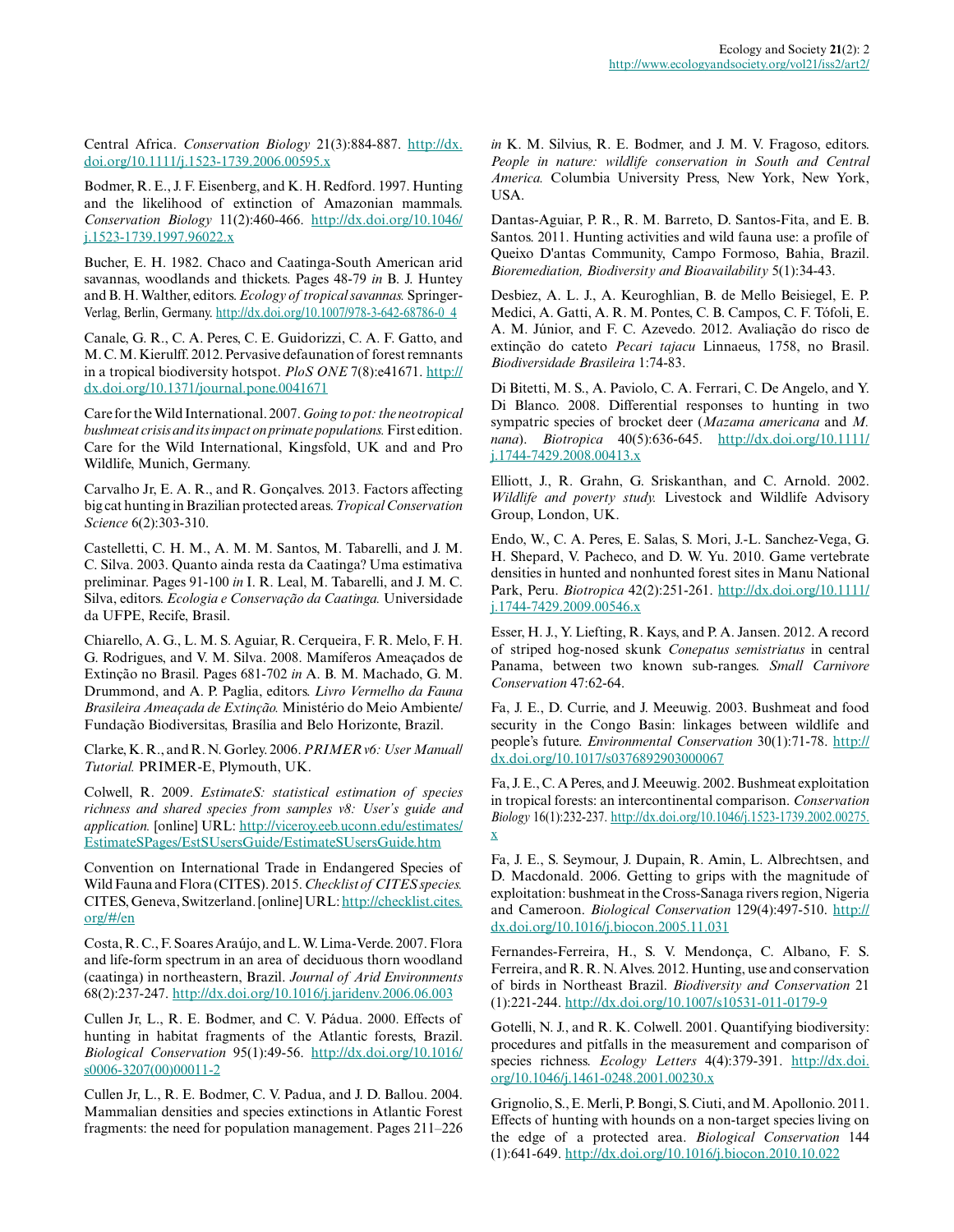Central Africa. *Conservation Biology* 21(3):884-887. http://dx.doi.org/10.1111/j.1523-1739.2006.00595.x

Bodmer, R. E., J. F. Eisenberg, and K. H. Redford. 1997. Hunting and the likelihood of extinction of Amazonian mammals. *Conservation Biology* 11(2):460-466. http://dx.doi.org/10.1046/j.1523-1739.1997.96022.x

Bucher, E. H. 1982. Chaco and Caatinga-South American arid savannas, woodlands and thickets. Pages 48-79 *in* B. J. Huntey and B. H. Walther, editors. *Ecology of tropical savannas.* Springer-Verlag, Berlin, Germany. http://dx.doi.org/10.1007/978-3-642-68786-0_4

Canale, G. R., C. A. Peres, C. E. Guidorizzi, C. A. F. Gatto, and M. C. M. Kierulff. 2012. Pervasive defaunation of forest remnants in a tropical biodiversity hotspot. *PloS ONE* 7(8):e41671. http://dx.doi.org/10.1371/journal.pone.0041671

Care for the Wild International. 2007. *Going to pot: the neotropical bushmeat crisis and its impact on primate populations.* First edition. Care for the Wild International, Kingsfold, UK and and Pro Wildlife, Munich, Germany.

Carvalho Jr, E. A. R., and R. Gonçalves. 2013. Factors affecting big cat hunting in Brazilian protected areas. *Tropical Conservation Science* 6(2):303-310.

Castelletti, C. H. M., A. M. M. Santos, M. Tabarelli, and J. M. C. Silva. 2003. Quanto ainda resta da Caatinga? Uma estimativa preliminar. Pages 91-100 *in* I. R. Leal, M. Tabarelli, and J. M. C. Silva, editors. *Ecologia e Conservação da Caatinga.* Universidade da UFPE, Recife, Brasil.

Chiarello, A. G., L. M. S. Aguiar, R. Cerqueira, F. R. Melo, F. H. G. Rodrigues, and V. M. Silva. 2008. Mamíferos Ameaçados de Extinção no Brasil. Pages 681-702 *in* A. B. M. Machado, G. M. Drummond, and A. P. Paglia, editors. *Livro Vermelho da Fauna Brasileira Ameaçada de Extinção.* Ministério do Meio Ambiente/ Fundação Biodiversitas, Brasília and Belo Horizonte, Brazil.

Clarke, K. R., and R. N. Gorley. 2006. *PRIMER v6: User Manual/ Tutorial.* PRIMER-E, Plymouth, UK.

Colwell, R. 2009. *EstimateS: statistical estimation of species richness and shared species from samples v8: User's guide and application.* [online] URL: http://viceroy.eeb.uconn.edu/estimates/EstimateSPages/EstSUsersGuide/EstimateSUsersGuide.htm

Convention on International Trade in Endangered Species of Wild Fauna and Flora (CITES). 2015. *Checklist of CITES species.* CITES, Geneva, Switzerland. [online] URL: http://checklist.cites.org/#/en

Costa, R. C., F. Soares Araújo, and L. W. Lima-Verde. 2007. Flora and life-form spectrum in an area of deciduous thorn woodland (caatinga) in northeastern, Brazil. *Journal of Arid Environments* 68(2):237-247. http://dx.doi.org/10.1016/j.jaridenv.2006.06.003

Cullen Jr, L., R. E. Bodmer, and C. V. Pádua. 2000. Effects of hunting in habitat fragments of the Atlantic forests, Brazil. *Biological Conservation* 95(1):49-56. http://dx.doi.org/10.1016/s0006-3207(00)00011-2

Cullen Jr, L., R. E. Bodmer, C. V. Padua, and J. D. Ballou. 2004. Mammalian densities and species extinctions in Atlantic Forest fragments: the need for population management. Pages 211–226 *in* K. M. Silvius, R. E. Bodmer, and J. M. V. Fragoso, editors. *People in nature: wildlife conservation in South and Central America.* Columbia University Press, New York, New York, USA.

Dantas-Aguiar, P. R., R. M. Barreto, D. Santos-Fita, and E. B. Santos. 2011. Hunting activities and wild fauna use: a profile of Queixo D'antas Community, Campo Formoso, Bahia, Brazil. *Bioremediation, Biodiversity and Bioavailability* 5(1):34-43.

Desbiez, A. L. J., A. Keuroghlian, B. de Mello Beisiegel, E. P. Medici, A. Gatti, A. R. M. Pontes, C. B. Campos, C. F. Tófoli, E. A. M. Júnior, and F. C. Azevedo. 2012. Avaliação do risco de extinção do cateto *Pecari tajacu* Linnaeus, 1758, no Brasil. *Biodiversidade Brasileira* 1:74-83.

Di Bitetti, M. S., A. Paviolo, C. A. Ferrari, C. De Angelo, and Y. Di Blanco. 2008. Differential responses to hunting in two sympatric species of brocket deer (*Mazama americana* and *M. nana*). *Biotropica* 40(5):636-645. http://dx.doi.org/10.1111/j.1744-7429.2008.00413.x

Elliott, J., R. Grahn, G. Sriskanthan, and C. Arnold. 2002. *Wildlife and poverty study.* Livestock and Wildlife Advisory Group, London, UK.

Endo, W., C. A. Peres, E. Salas, S. Mori, J.-L. Sanchez-Vega, G. H. Shepard, V. Pacheco, and D. W. Yu. 2010. Game vertebrate densities in hunted and nonhunted forest sites in Manu National Park, Peru. *Biotropica* 42(2):251-261. http://dx.doi.org/10.1111/j.1744-7429.2009.00546.x

Esser, H. J., Y. Liefting, R. Kays, and P. A. Jansen. 2012. A record of striped hog-nosed skunk *Conepatus semistriatus* in central Panama, between two known sub-ranges. *Small Carnivore Conservation* 47:62-64.

Fa, J. E., D. Currie, and J. Meeuwig. 2003. Bushmeat and food security in the Congo Basin: linkages between wildlife and people's future. *Environmental Conservation* 30(1):71-78. http://dx.doi.org/10.1017/s0376892903000067

Fa, J. E., C. A Peres, and J. Meeuwig. 2002. Bushmeat exploitation in tropical forests: an intercontinental comparison. *Conservation Biology* 16(1):232-237. http://dx.doi.org/10.1046/j.1523-1739.2002.00275.x

Fa, J. E., S. Seymour, J. Dupain, R. Amin, L. Albrechtsen, and D. Macdonald. 2006. Getting to grips with the magnitude of exploitation: bushmeat in the Cross-Sanaga rivers region, Nigeria and Cameroon. *Biological Conservation* 129(4):497-510. http://dx.doi.org/10.1016/j.biocon.2005.11.031

Fernandes-Ferreira, H., S. V. Mendonça, C. Albano, F. S. Ferreira, and R. R. N. Alves. 2012. Hunting, use and conservation of birds in Northeast Brazil. *Biodiversity and Conservation* 21 (1):221-244. http://dx.doi.org/10.1007/s10531-011-0179-9

Gotelli, N. J., and R. K. Colwell. 2001. Quantifying biodiversity: procedures and pitfalls in the measurement and comparison of species richness. *Ecology Letters* 4(4):379-391. http://dx.doi.org/10.1046/j.1461-0248.2001.00230.x

Grignolio, S., E. Merli, P. Bongi, S. Ciuti, and M. Apollonio. 2011. Effects of hunting with hounds on a non-target species living on the edge of a protected area. *Biological Conservation* 144 (1):641-649. http://dx.doi.org/10.1016/j.biocon.2010.10.022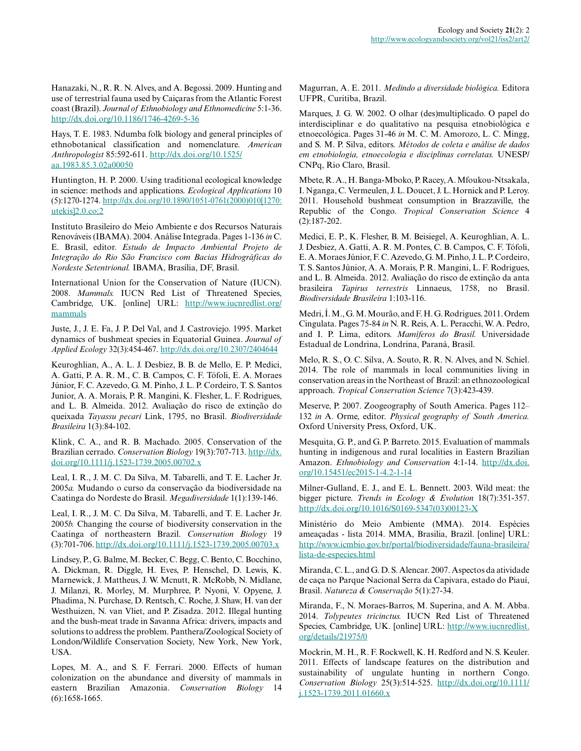Hanazaki, N., R. R. N. Alves, and A. Begossi. 2009. Hunting and use of terrestrial fauna used by Caiçaras from the Atlantic Forest coast (Brazil). *Journal of Ethnobiology and Ethnomedicine* 5:1-36. http://dx.doi.org/10.1186/1746-4269-5-36

Hays, T. E. 1983. Ndumba folk biology and general principles of ethnobotanical classification and nomenclature. *American Anthropologist* 85:592-611. http://dx.doi.org/10.1525/aa.1983.85.3.02a00050

Huntington, H. P. 2000. Using traditional ecological knowledge in science: methods and applications. *Ecological Applications* 10 (5):1270-1274. http://dx.doi.org/10.1890/1051-0761(2000)010[1270:utekis]2.0.co;2

Instituto Brasileiro do Meio Ambiente e dos Recursos Naturais Renováveis (IBAMA). 2004. Análise Integrada. Pages 1-136 *in* C. E. Brasil, editor. *Estudo de Impacto Ambiental Projeto de Integração do Rio São Francisco com Bacias Hidrográficas do Nordeste Setentrional.* IBAMA, Brasília, DF, Brasil.

International Union for the Conservation of Nature (IUCN). 2008. *Mammals.* IUCN Red List of Threatened Species, Cambridge, UK. [online] URL: http://www.iucnredlist.org/mammals

Juste, J., J. E. Fa, J. P. Del Val, and J. Castroviejo. 1995. Market dynamics of bushmeat species in Equatorial Guinea. *Journal of Applied Ecology* 32(3):454-467. http://dx.doi.org/10.2307/2404644

Keuroghlian, A., A. L. J. Desbiez, B. B. de Mello, E. P. Medici, A. Gatti, P. A. R. M., C. B. Campos, C. F. Tófoli, E. A. Moraes Júnior, F. C. Azevedo, G. M. Pinho, J. L. P. Cordeiro, T. S. Santos Junior, A. A. Morais, P. R. Mangini, K. Flesher, L. F. Rodrigues, and L. B. Almeida. 2012. Avaliação do risco de extinção do queixada *Tayassu pecari* Link, 1795, no Brasil. *Biodiversidade Brasileira* 1(3):84-102.

Klink, C. A., and R. B. Machado. 2005. Conservation of the Brazilian cerrado. *Conservation Biology* 19(3):707-713. http://dx.doi.org/10.1111/j.1523-1739.2005.00702.x

Leal, I. R., J. M. C. Da Silva, M. Tabarelli, and T. E. Lacher Jr. 2005*a.* Mudando o curso da conservação da biodiversidade na Caatinga do Nordeste do Brasil. *Megadiversidade* 1(1):139-146.

Leal, I. R., J. M. C. Da Silva, M. Tabarelli, and T. E. Lacher Jr. 2005*b.* Changing the course of biodiversity conservation in the Caatinga of northeastern Brazil. *Conservation Biology* 19 (3):701-706. http://dx.doi.org/10.1111/j.1523-1739.2005.00703.x

Lindsey, P., G. Balme, M. Becker, C. Begg, C. Bento, C. Bocchino, A. Dickman, R. Diggle, H. Eves, P. Henschel, D. Lewis, K. Marnewick, J. Mattheus, J. W. Mcnutt, R. McRobb, N. Midlane, J. Milanzi, R. Morley, M. Murphree, P. Nyoni, V. Opyene, J. Phadima, N. Purchase, D. Rentsch, C. Roche, J. Shaw, H. van der Westhuizen, N. van Vliet, and P. Zisadza. 2012. Illegal hunting and the bush-meat trade in Savanna Africa: drivers, impacts and solutions to address the problem. Panthera/Zoological Society of London/Wildlife Conservation Society, New York, New York, USA.

Lopes, M. A., and S. F. Ferrari. 2000. Effects of human colonization on the abundance and diversity of mammals in eastern Brazilian Amazonia. *Conservation Biology* 14 (6):1658-1665.

Magurran, A. E. 2011. *Medindo a diversidade biológica.* Editora UFPR, Curitiba, Brazil.

Marques, J. G. W. 2002. O olhar (des)multiplicado. O papel do interdisciplinar e do qualitativo na pesquisa etnobiológica e etnoecológica. Pages 31-46 *in* M. C. M. Amorozo, L. C. Mingg, and S. M. P. Silva, editors. *Métodos de coleta e análise de dados em etnobiologia, etnoecologia e disciplinas correlatas.* UNESP/CNPq, Rio Claro, Brasil.

Mbete, R. A., H. Banga-Mboko, P. Racey, A. Mfoukou-Ntsakala, I. Nganga, C. Vermeulen, J. L. Doucet, J. L. Hornick and P. Leroy. 2011. Household bushmeat consumption in Brazzaville, the Republic of the Congo. *Tropical Conservation Science* 4 (2):187-202.

Medici, E. P., K. Flesher, B. M. Beisiegel, A. Keuroghlian, A. L. J. Desbiez, A. Gatti, A. R. M. Pontes, C. B. Campos, C. F. Tófoli, E. A. Moraes Júnior, F. C. Azevedo, G. M. Pinho, J. L. P. Cordeiro, T. S. Santos Júnior, A. A. Morais, P. R. Mangini, L. F. Rodrigues, and L. B. Almeida. 2012. Avaliação do risco de extinção da anta brasileira *Tapirus terrestris* Linnaeus, 1758, no Brasil. *Biodiversidade Brasileira* 1:103-116.

Medri, Í. M., G. M. Mourão, and F. H. G. Rodrigues. 2011. Ordem Cingulata. Pages 75-84 *in* N. R. Reis, A. L. Peracchi, W. A. Pedro, and I. P. Lima, editors. *Mamíferos do Brasil.* Universidade Estadual de Londrina, Londrina, Paraná, Brasil.

Melo, R. S., O. C. Silva, A. Souto, R. R. N. Alves, and N. Schiel. 2014. The role of mammals in local communities living in conservation areas in the Northeast of Brazil: an ethnozoological approach. *Tropical Conservation Science* 7(3):423-439.

Meserve, P. 2007. Zoogeography of South America. Pages 112–132 *in* A. Orme, editor. *Physical geography of South America.* Oxford University Press, Oxford, UK.

Mesquita, G. P., and G. P. Barreto. 2015. Evaluation of mammals hunting in indigenous and rural localities in Eastern Brazilian Amazon. *Ethnobiology and Conservation* 4:1-14. http://dx.doi.org/10.15451/ec2015-1-4.2-1-14

Milner-Gulland, E. J., and E. L. Bennett. 2003. Wild meat: the bigger picture. *Trends in Ecology & Evolution* 18(7):351-357. http://dx.doi.org/10.1016/S0169-5347(03)00123-X

Ministério do Meio Ambiente (MMA). 2014. Espécies ameaçadas - lista 2014. MMA, Brasilia, Brazil. [online] URL: http://www.icmbio.gov.br/portal/biodiversidade/fauna-brasileira/lista-de-especies.html

Miranda, C. L., and G. D. S. Alencar. 2007. Aspectos da atividade de caça no Parque Nacional Serra da Capivara, estado do Piauí, Brasil. *Natureza & Conservação* 5(1):27-34.

Miranda, F., N. Moraes-Barros, M. Superina, and A. M. Abba. 2014. *Tolypeutes tricinctus.* IUCN Red List of Threatened Species, Cambridge, UK. [online] URL: http://www.iucnredlist.org/details/21975/0

Mockrin, M. H., R. F. Rockwell, K. H. Redford and N. S. Keuler. 2011. Effects of landscape features on the distribution and sustainability of ungulate hunting in northern Congo. *Conservation Biology* 25(3):514-525. http://dx.doi.org/10.1111/j.1523-1739.2011.01660.x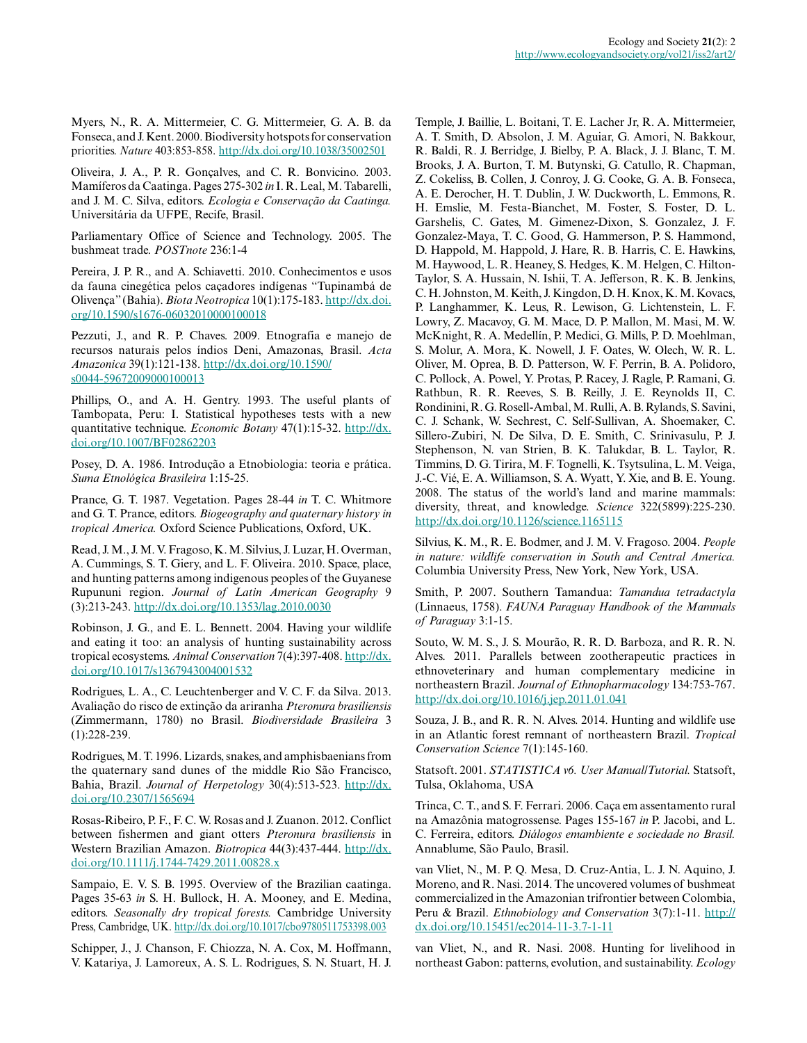Myers, N., R. A. Mittermeier, C. G. Mittermeier, G. A. B. da Fonseca, and J. Kent. 2000. Biodiversity hotspots for conservation priorities. *Nature* 403:853-858. http://dx.doi.org/10.1038/35002501

Oliveira, J. A., P. R. Gonçalves, and C. R. Bonvicino. 2003. Mamíferos da Caatinga. Pages 275-302 *in* I. R. Leal, M. Tabarelli, and J. M. C. Silva, editors. *Ecologia e Conservação da Caatinga.* Universitária da UFPE, Recife, Brasil.

Parliamentary Office of Science and Technology. 2005. The bushmeat trade. *POSTnote* 236:1-4

Pereira, J. P. R., and A. Schiavetti. 2010. Conhecimentos e usos da fauna cinegética pelos caçadores indígenas "Tupinambá de Olivença" (Bahia). *Biota Neotropica* 10(1):175-183. http://dx.doi.org/10.1590/s1676-06032010000100018

Pezzuti, J., and R. P. Chaves. 2009. Etnografia e manejo de recursos naturais pelos índios Deni, Amazonas, Brasil. *Acta Amazonica* 39(1):121-138. http://dx.doi.org/10.1590/s0044-59672009000100013

Phillips, O., and A. H. Gentry. 1993. The useful plants of Tambopata, Peru: I. Statistical hypotheses tests with a new quantitative technique. *Economic Botany* 47(1):15-32. http://dx.doi.org/10.1007/BF02862203

Posey, D. A. 1986. Introdução a Etnobiologia: teoria e prática. *Suma Etnológica Brasileira* 1:15-25.

Prance, G. T. 1987. Vegetation. Pages 28-44 *in* T. C. Whitmore and G. T. Prance, editors. *Biogeography and quaternary history in tropical America.* Oxford Science Publications, Oxford, UK.

Read, J. M., J. M. V. Fragoso, K. M. Silvius, J. Luzar, H. Overman, A. Cummings, S. T. Giery, and L. F. Oliveira. 2010. Space, place, and hunting patterns among indigenous peoples of the Guyanese Rupununi region. *Journal of Latin American Geography* 9 (3):213-243. http://dx.doi.org/10.1353/lag.2010.0030

Robinson, J. G., and E. L. Bennett. 2004. Having your wildlife and eating it too: an analysis of hunting sustainability across tropical ecosystems. *Animal Conservation* 7(4):397-408. http://dx.doi.org/10.1017/s1367943004001532

Rodrigues, L. A., C. Leuchtenberger and V. C. F. da Silva. 2013. Avaliação do risco de extinção da ariranha *Pteronura brasiliensis* (Zimmermann, 1780) no Brasil. *Biodiversidade Brasileira* 3 (1):228-239.

Rodrigues, M. T. 1996. Lizards, snakes, and amphisbaenians from the quaternary sand dunes of the middle Rio São Francisco, Bahia, Brazil. *Journal of Herpetology* 30(4):513-523. http://dx.doi.org/10.2307/1565694

Rosas-Ribeiro, P. F., F. C. W. Rosas and J. Zuanon. 2012. Conflict between fishermen and giant otters *Pteronura brasiliensis* in Western Brazilian Amazon. *Biotropica* 44(3):437-444. http://dx.doi.org/10.1111/j.1744-7429.2011.00828.x

Sampaio, E. V. S. B. 1995. Overview of the Brazilian caatinga. Pages 35-63 *in* S. H. Bullock, H. A. Mooney, and E. Medina, editors. *Seasonally dry tropical forests.* Cambridge University Press, Cambridge, UK. http://dx.doi.org/10.1017/cbo9780511753398.003

Schipper, J., J. Chanson, F. Chiozza, N. A. Cox, M. Hoffmann, V. Katariya, J. Lamoreux, A. S. L. Rodrigues, S. N. Stuart, H. J. Temple, J. Baillie, L. Boitani, T. E. Lacher Jr, R. A. Mittermeier, A. T. Smith, D. Absolon, J. M. Aguiar, G. Amori, N. Bakkour, R. Baldi, R. J. Berridge, J. Bielby, P. A. Black, J. J. Blanc, T. M. Brooks, J. A. Burton, T. M. Butynski, G. Catullo, R. Chapman, Z. Cokeliss, B. Collen, J. Conroy, J. G. Cooke, G. A. B. Fonseca, A. E. Derocher, H. T. Dublin, J. W. Duckworth, L. Emmons, R. H. Emslie, M. Festa-Bianchet, M. Foster, S. Foster, D. L. Garshelis, C. Gates, M. Gimenez-Dixon, S. Gonzalez, J. F. Gonzalez-Maya, T. C. Good, G. Hammerson, P. S. Hammond, D. Happold, M. Happold, J. Hare, R. B. Harris, C. E. Hawkins, M. Haywood, L. R. Heaney, S. Hedges, K. M. Helgen, C. Hilton-Taylor, S. A. Hussain, N. Ishii, T. A. Jefferson, R. K. B. Jenkins, C. H. Johnston, M. Keith, J. Kingdon, D. H. Knox, K. M. Kovacs, P. Langhammer, K. Leus, R. Lewison, G. Lichtenstein, L. F. Lowry, Z. Macavoy, G. M. Mace, D. P. Mallon, M. Masi, M. W. McKnight, R. A. Medellín, P. Medici, G. Mills, P. D. Moehlman, S. Molur, A. Mora, K. Nowell, J. F. Oates, W. Olech, W. R. L. Oliver, M. Oprea, B. D. Patterson, W. F. Perrin, B. A. Polidoro, C. Pollock, A. Powel, Y. Protas, P. Racey, J. Ragle, P. Ramani, G. Rathbun, R. R. Reeves, S. B. Reilly, J. E. Reynolds II, C. Rondinini, R. G. Rosell-Ambal, M. Rulli, A. B. Rylands, S. Savini, C. J. Schank, W. Sechrest, C. Self-Sullivan, A. Shoemaker, C. Sillero-Zubiri, N. De Silva, D. E. Smith, C. Srinivasulu, P. J. Stephenson, N. van Strien, B. K. Talukdar, B. L. Taylor, R. Timmins, D. G. Tirira, M. F. Tognelli, K. Tsytsulina, L. M. Veiga, J.-C. Vié, E. A. Williamson, S. A. Wyatt, Y. Xie, and B. E. Young. 2008. The status of the world's land and marine mammals: diversity, threat, and knowledge. *Science* 322(5899):225-230. http://dx.doi.org/10.1126/science.1165115

Silvius, K. M., R. E. Bodmer, and J. M. V. Fragoso. 2004. *People in nature: wildlife conservation in South and Central America.* Columbia University Press, New York, New York, USA.

Smith, P. 2007. Southern Tamandua: *Tamandua tetradactyla* (Linnaeus, 1758). *FAUNA Paraguay Handbook of the Mammals of Paraguay* 3:1-15.

Souto, W. M. S., J. S. Mourão, R. R. D. Barboza, and R. R. N. Alves. 2011. Parallels between zootherapeutic practices in ethnoveterinary and human complementary medicine in northeastern Brazil. *Journal of Ethnopharmacology* 134:753-767. http://dx.doi.org/10.1016/j.jep.2011.01.041

Souza, J. B., and R. R. N. Alves. 2014. Hunting and wildlife use in an Atlantic forest remnant of northeastern Brazil. *Tropical Conservation Science* 7(1):145-160.

Statsoft. 2001. *STATISTICA v6. User Manual/Tutorial.* Statsoft, Tulsa, Oklahoma, USA

Trinca, C. T., and S. F. Ferrari. 2006. Caça em assentamento rural na Amazônia matogrossense. Pages 155-167 *in* P. Jacobi, and L. C. Ferreira, editors. *Diálogos emambiente e sociedade no Brasil.* Annablume, São Paulo, Brasil.

van Vliet, N., M. P. Q. Mesa, D. Cruz-Antia, L. J. N. Aquino, J. Moreno, and R. Nasi. 2014. The uncovered volumes of bushmeat commercialized in the Amazonian trifrontier between Colombia, Peru & Brazil. *Ethnobiology and Conservation* 3(7):1-11. http://dx.doi.org/10.15451/ec2014-11-3.7-1-11

van Vliet, N., and R. Nasi. 2008. Hunting for livelihood in northeast Gabon: patterns, evolution, and sustainability. *Ecology*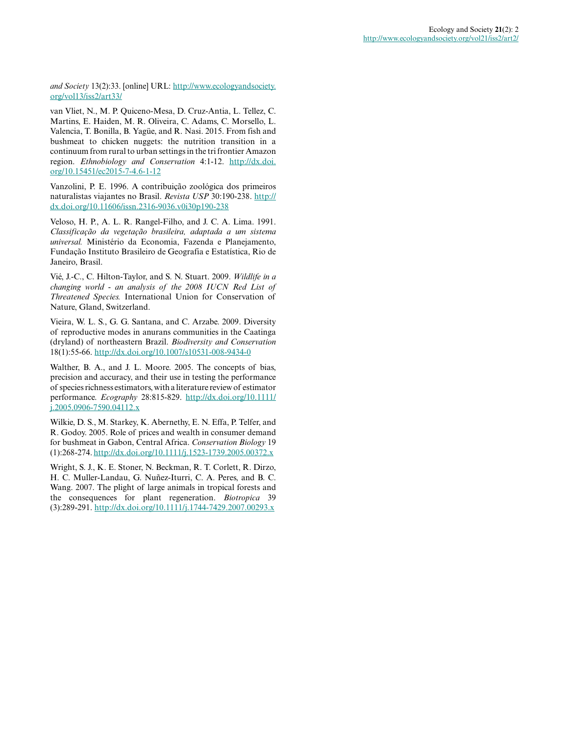*and Society* 13(2):33. [online] URL: http://www.ecologyandsociety.org/vol13/iss2/art33/

van Vliet, N., M. P. Quiceno-Mesa, D. Cruz-Antia, L. Tellez, C. Martins, E. Haiden, M. R. Oliveira, C. Adams, C. Morsello, L. Valencia, T. Bonilla, B. Yagüe, and R. Nasi. 2015. From fish and bushmeat to chicken nuggets: the nutrition transition in a continuum from rural to urban settings in the tri frontier Amazon region. *Ethnobiology and Conservation* 4:1-12. http://dx.doi.org/10.15451/ec2015-7-4.6-1-12

Vanzolini, P. E. 1996. A contribuição zoológica dos primeiros naturalistas viajantes no Brasil. *Revista USP* 30:190-238. http://dx.doi.org/10.11606/issn.2316-9036.v0i30p190-238

Veloso, H. P., A. L. R. Rangel-Filho, and J. C. A. Lima. 1991. *Classificação da vegetação brasileira, adaptada a um sistema universal.* Ministério da Economia, Fazenda e Planejamento, Fundação Instituto Brasileiro de Geografia e Estatística, Rio de Janeiro, Brasil.

Vié, J.-C., C. Hilton-Taylor, and S. N. Stuart. 2009. *Wildlife in a changing world - an analysis of the 2008 IUCN Red List of Threatened Species.* International Union for Conservation of Nature, Gland, Switzerland.

Vieira, W. L. S., G. G. Santana, and C. Arzabe. 2009. Diversity of reproductive modes in anurans communities in the Caatinga (dryland) of northeastern Brazil. *Biodiversity and Conservation* 18(1):55-66. http://dx.doi.org/10.1007/s10531-008-9434-0

Walther, B. A., and J. L. Moore. 2005. The concepts of bias, precision and accuracy, and their use in testing the performance of species richness estimators, with a literature review of estimator performance. *Ecography* 28:815-829. http://dx.doi.org/10.1111/j.2005.0906-7590.04112.x

Wilkie, D. S., M. Starkey, K. Abernethy, E. N. Effa, P. Telfer, and R. Godoy. 2005. Role of prices and wealth in consumer demand for bushmeat in Gabon, Central Africa. *Conservation Biology* 19(1):268-274. http://dx.doi.org/10.1111/j.1523-1739.2005.00372.x

Wright, S. J., K. E. Stoner, N. Beckman, R. T. Corlett, R. Dirzo, H. C. Muller-Landau, G. Nuñez-Iturri, C. A. Peres, and B. C. Wang. 2007. The plight of large animals in tropical forests and the consequences for plant regeneration. *Biotropica* 39(3):289-291. http://dx.doi.org/10.1111/j.1744-7429.2007.00293.x